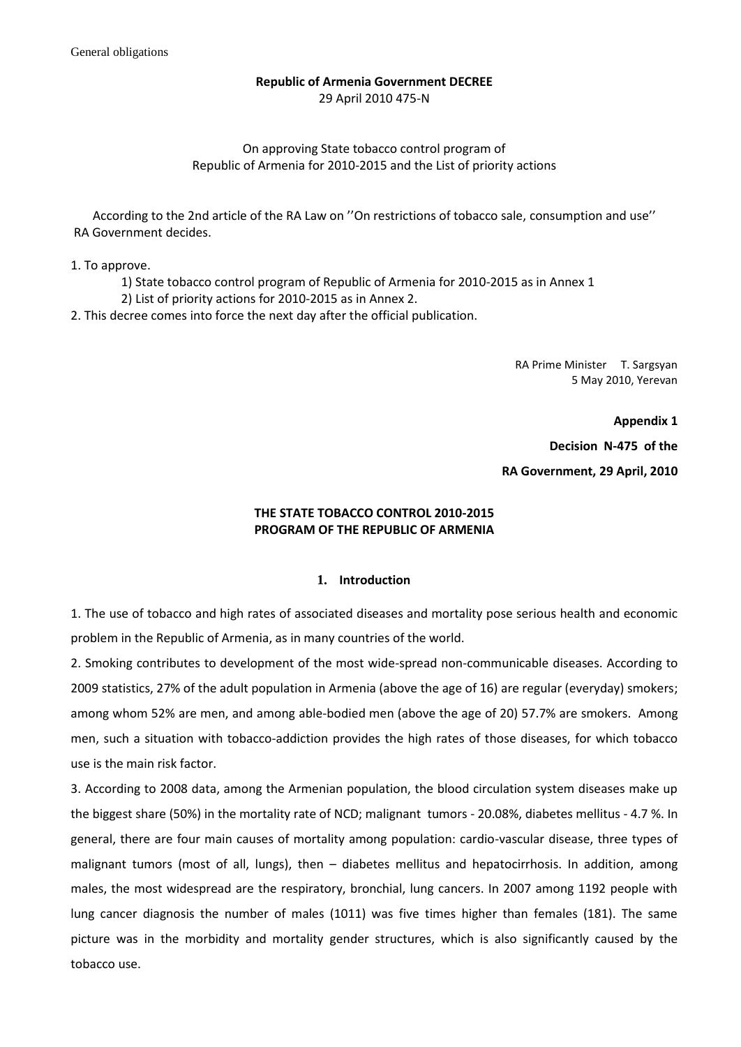General obligations

**Republic of Armenia Government DECREE**
29 April 2010 475-N

On approving State tobacco control program of Republic of Armenia for 2010-2015 and the List of priority actions

According to the 2nd article of the RA Law on ''On restrictions of tobacco sale, consumption and use'' RA Government decides.

1. To approve.
   1) State tobacco control program of Republic of Armenia for 2010-2015 as in Annex 1
   2) List of priority actions for 2010-2015 as in Annex 2.
2. This decree comes into force the next day after the official publication.

RA Prime Minister T. Sargsyan
5 May 2010, Yerevan

**Appendix 1**

**Decision N-475 of the**

**RA Government, 29 April, 2010**

## THE STATE TOBACCO CONTROL 2010-2015 PROGRAM OF THE REPUBLIC OF ARMENIA

### 1. Introduction

1. The use of tobacco and high rates of associated diseases and mortality pose serious health and economic problem in the Republic of Armenia, as in many countries of the world.

2. Smoking contributes to development of the most wide-spread non-communicable diseases. According to 2009 statistics, 27% of the adult population in Armenia (above the age of 16) are regular (everyday) smokers; among whom 52% are men, and among able-bodied men (above the age of 20) 57.7% are smokers. Among men, such a situation with tobacco-addiction provides the high rates of those diseases, for which tobacco use is the main risk factor.

3. According to 2008 data, among the Armenian population, the blood circulation system diseases make up the biggest share (50%) in the mortality rate of NCD; malignant tumors - 20.08%, diabetes mellitus - 4.7 %. In general, there are four main causes of mortality among population: cardio-vascular disease, three types of malignant tumors (most of all, lungs), then – diabetes mellitus and hepatocirrhosis. In addition, among males, the most widespread are the respiratory, bronchial, lung cancers. In 2007 among 1192 people with lung cancer diagnosis the number of males (1011) was five times higher than females (181). The same picture was in the morbidity and mortality gender structures, which is also significantly caused by the tobacco use.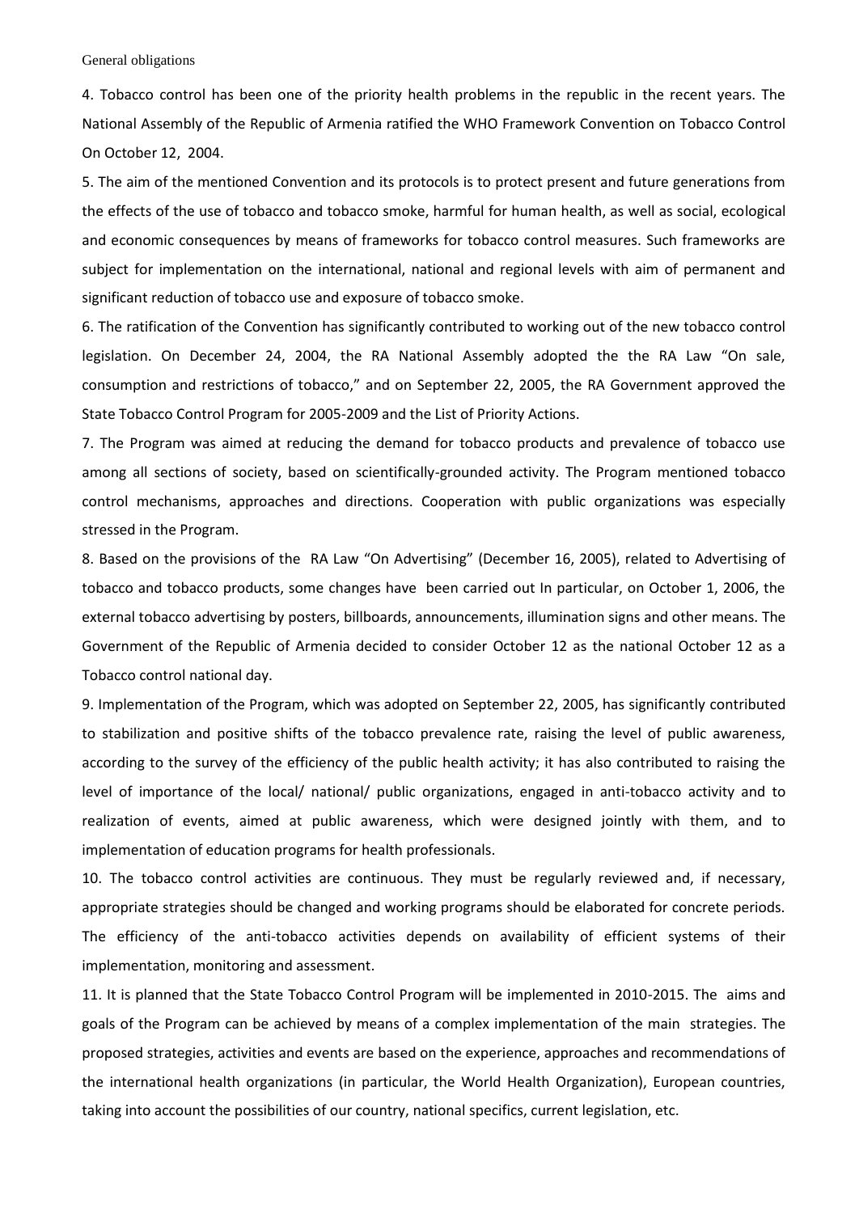General obligations

4. Tobacco control has been one of the priority health problems in the republic in the recent years. The National Assembly of the Republic of Armenia ratified the WHO Framework Convention on Tobacco Control On October 12, 2004.

5. The aim of the mentioned Convention and its protocols is to protect present and future generations from the effects of the use of tobacco and tobacco smoke, harmful for human health, as well as social, ecological and economic consequences by means of frameworks for tobacco control measures. Such frameworks are subject for implementation on the international, national and regional levels with aim of permanent and significant reduction of tobacco use and exposure of tobacco smoke.

6. The ratification of the Convention has significantly contributed to working out of the new tobacco control legislation. On December 24, 2004, the RA National Assembly adopted the the RA Law "On sale, consumption and restrictions of tobacco," and on September 22, 2005, the RA Government approved the State Tobacco Control Program for 2005-2009 and the List of Priority Actions.

7. The Program was aimed at reducing the demand for tobacco products and prevalence of tobacco use among all sections of society, based on scientifically-grounded activity. The Program mentioned tobacco control mechanisms, approaches and directions. Cooperation with public organizations was especially stressed in the Program.

8. Based on the provisions of the RA Law "On Advertising" (December 16, 2005), related to Advertising of tobacco and tobacco products, some changes have been carried out In particular, on October 1, 2006, the external tobacco advertising by posters, billboards, announcements, illumination signs and other means. The Government of the Republic of Armenia decided to consider October 12 as the national October 12 as a Tobacco control national day.

9. Implementation of the Program, which was adopted on September 22, 2005, has significantly contributed to stabilization and positive shifts of the tobacco prevalence rate, raising the level of public awareness, according to the survey of the efficiency of the public health activity; it has also contributed to raising the level of importance of the local/ national/ public organizations, engaged in anti-tobacco activity and to realization of events, aimed at public awareness, which were designed jointly with them, and to implementation of education programs for health professionals.

10. The tobacco control activities are continuous. They must be regularly reviewed and, if necessary, appropriate strategies should be changed and working programs should be elaborated for concrete periods. The efficiency of the anti-tobacco activities depends on availability of efficient systems of their implementation, monitoring and assessment.

11. It is planned that the State Tobacco Control Program will be implemented in 2010-2015. The aims and goals of the Program can be achieved by means of a complex implementation of the main strategies. The proposed strategies, activities and events are based on the experience, approaches and recommendations of the international health organizations (in particular, the World Health Organization), European countries, taking into account the possibilities of our country, national specifics, current legislation, etc.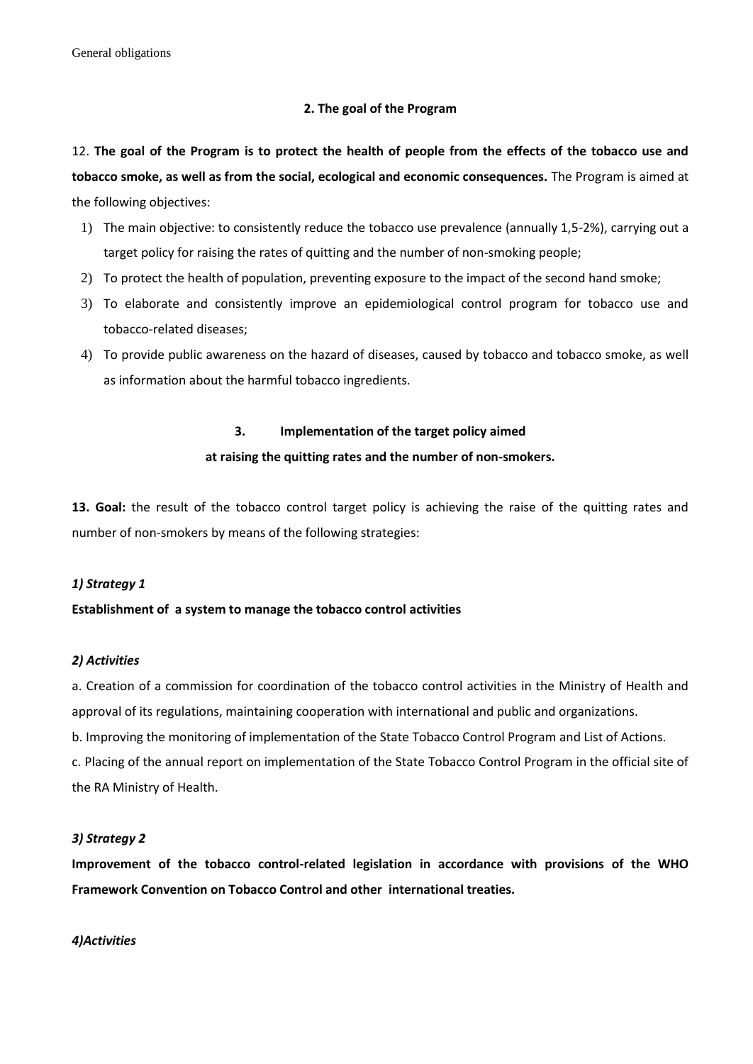General obligations

## 2. The goal of the Program

12. **The goal of the Program is to protect the health of people from the effects of the tobacco use and tobacco smoke, as well as from the social, ecological and economic consequences.** The Program is aimed at the following objectives:

1) The main objective: to consistently reduce the tobacco use prevalence (annually 1,5-2%), carrying out a target policy for raising the rates of quitting and the number of non-smoking people;
2) To protect the health of population, preventing exposure to the impact of the second hand smoke;
3) To elaborate and consistently improve an epidemiological control program for tobacco use and tobacco-related diseases;
4) To provide public awareness on the hazard of diseases, caused by tobacco and tobacco smoke, as well as information about the harmful tobacco ingredients.

## 3. Implementation of the target policy aimed at raising the quitting rates and the number of non-smokers.

**13. Goal:** the result of the tobacco control target policy is achieving the raise of the quitting rates and number of non-smokers by means of the following strategies:

***1) Strategy 1***

**Establishment of a system to manage the tobacco control activities**

***2) Activities***

a. Creation of a commission for coordination of the tobacco control activities in the Ministry of Health and approval of its regulations, maintaining cooperation with international and public and organizations.

b. Improving the monitoring of implementation of the State Tobacco Control Program and List of Actions.

c. Placing of the annual report on implementation of the State Tobacco Control Program in the official site of the RA Ministry of Health.

***3) Strategy 2***

**Improvement of the tobacco control-related legislation in accordance with provisions of the WHO Framework Convention on Tobacco Control and other international treaties.**

***4)Activities***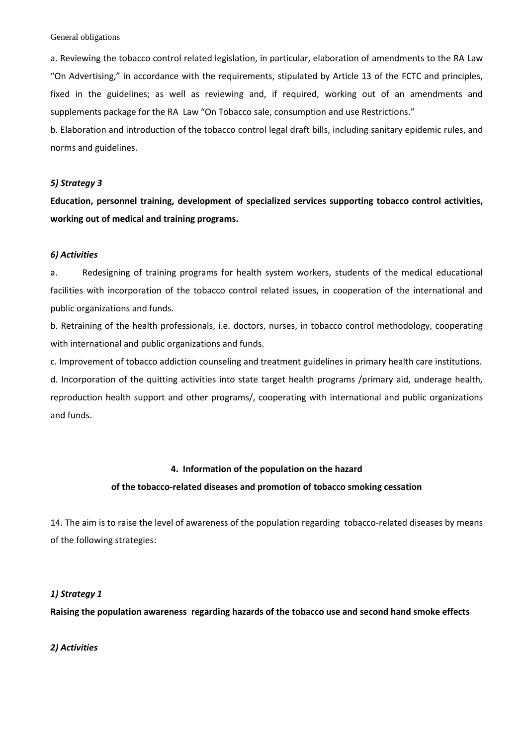General obligations

a. Reviewing the tobacco control related legislation, in particular, elaboration of amendments to the RA Law "On Advertising," in accordance with the requirements, stipulated by Article 13 of the FCTC and principles, fixed in the guidelines; as well as reviewing and, if required, working out of an amendments and supplements package for the RA Law "On Tobacco sale, consumption and use Restrictions."

b. Elaboration and introduction of the tobacco control legal draft bills, including sanitary epidemic rules, and norms and guidelines.

***5) Strategy 3***

**Education, personnel training, development of specialized services supporting tobacco control activities, working out of medical and training programs.**

***6) Activities***

a. Redesigning of training programs for health system workers, students of the medical educational facilities with incorporation of the tobacco control related issues, in cooperation of the international and public organizations and funds.

b. Retraining of the health professionals, i.e. doctors, nurses, in tobacco control methodology, cooperating with international and public organizations and funds.

c. Improvement of tobacco addiction counseling and treatment guidelines in primary health care institutions.

d. Incorporation of the quitting activities into state target health programs /primary aid, underage health, reproduction health support and other programs/, cooperating with international and public organizations and funds.

## 4. Information of the population on the hazard of the tobacco-related diseases and promotion of tobacco smoking cessation

14. The aim is to raise the level of awareness of the population regarding tobacco-related diseases by means of the following strategies:

***1) Strategy 1***

**Raising the population awareness regarding hazards of the tobacco use and second hand smoke effects**

***2) Activities***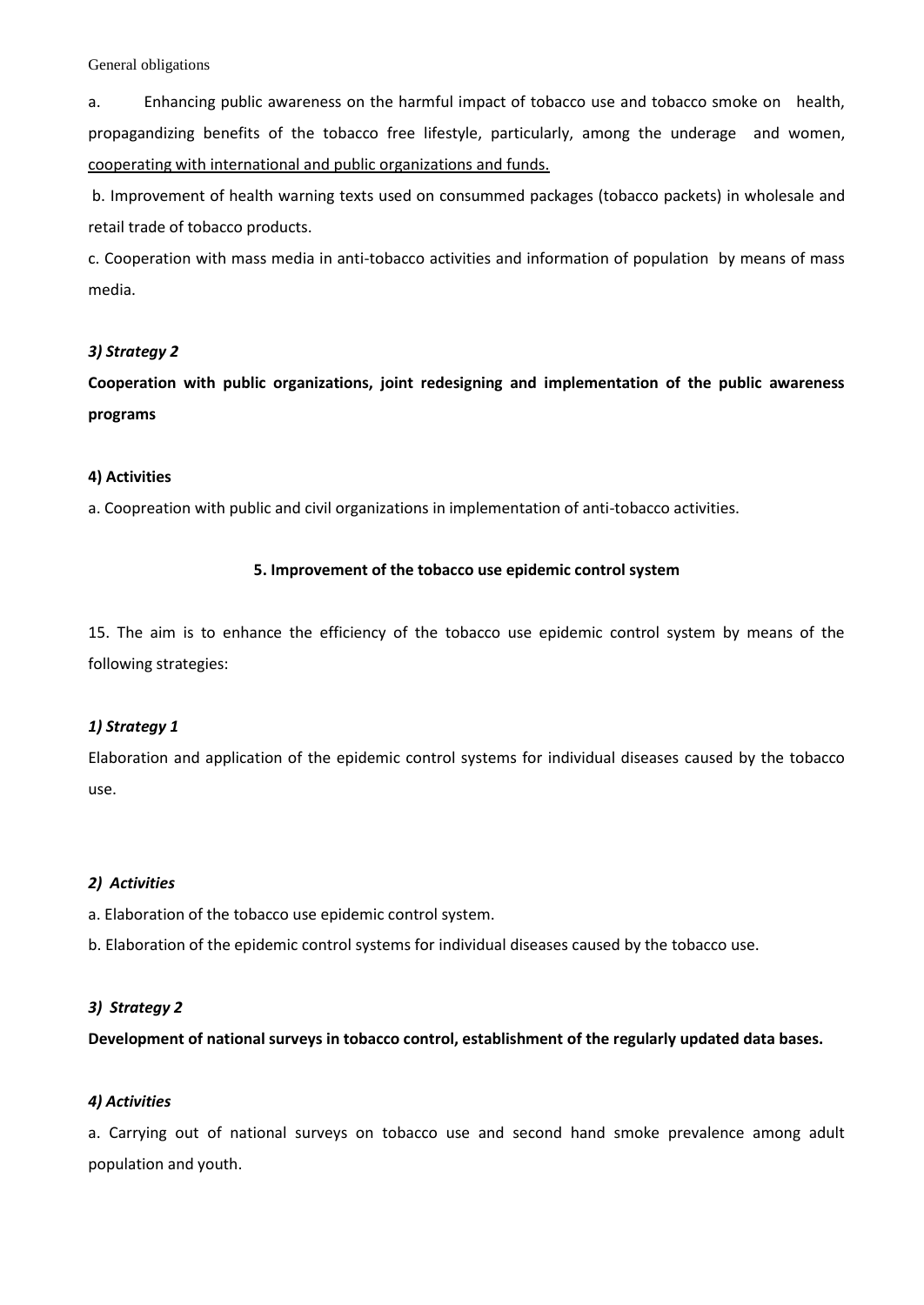General obligations

a. Enhancing public awareness on the harmful impact of tobacco use and tobacco smoke on health, propagandizing benefits of the tobacco free lifestyle, particularly, among the underage and women, <u>cooperating with international and public organizations and funds.</u>

b. Improvement of health warning texts used on consummed packages (tobacco packets) in wholesale and retail trade of tobacco products.

c. Cooperation with mass media in anti-tobacco activities and information of population by means of mass media.

***3) Strategy 2***

**Cooperation with public organizations, joint redesigning and implementation of the public awareness programs**

**4) Activities**

a. Coopreation with public and civil organizations in implementation of anti-tobacco activities.

### 5. Improvement of the tobacco use epidemic control system

15. The aim is to enhance the efficiency of the tobacco use epidemic control system by means of the following strategies:

***1) Strategy 1***

Elaboration and application of the epidemic control systems for individual diseases caused by the tobacco use.

***2) Activities***

a. Elaboration of the tobacco use epidemic control system.

b. Elaboration of the epidemic control systems for individual diseases caused by the tobacco use.

***3) Strategy 2***

**Development of national surveys in tobacco control, establishment of the regularly updated data bases.**

***4) Activities***

a. Carrying out of national surveys on tobacco use and second hand smoke prevalence among adult population and youth.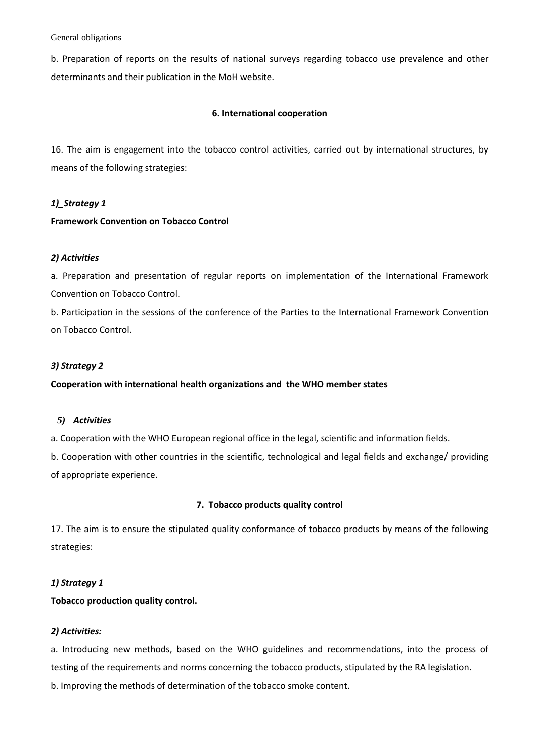b. Preparation of reports on the results of national surveys regarding tobacco use prevalence and other determinants and their publication in the MoH website.

## 6. International cooperation

16. The aim is engagement into the tobacco control activities, carried out by international structures, by means of the following strategies:

***1)_Strategy 1***

**Framework Convention on Tobacco Control**

***2) Activities***

a. Preparation and presentation of regular reports on implementation of the International Framework Convention on Tobacco Control.

b. Participation in the sessions of the conference of the Parties to the International Framework Convention on Tobacco Control.

***3) Strategy 2***

**Cooperation with international health organizations and the WHO member states**

***5) Activities***

a. Cooperation with the WHO European regional office in the legal, scientific and information fields.

b. Cooperation with other countries in the scientific, technological and legal fields and exchange/ providing of appropriate experience.

## 7. Tobacco products quality control

17. The aim is to ensure the stipulated quality conformance of tobacco products by means of the following strategies:

***1) Strategy 1***

**Tobacco production quality control.**

***2) Activities:***

a. Introducing new methods, based on the WHO guidelines and recommendations, into the process of testing of the requirements and norms concerning the tobacco products, stipulated by the RA legislation.

b. Improving the methods of determination of the tobacco smoke content.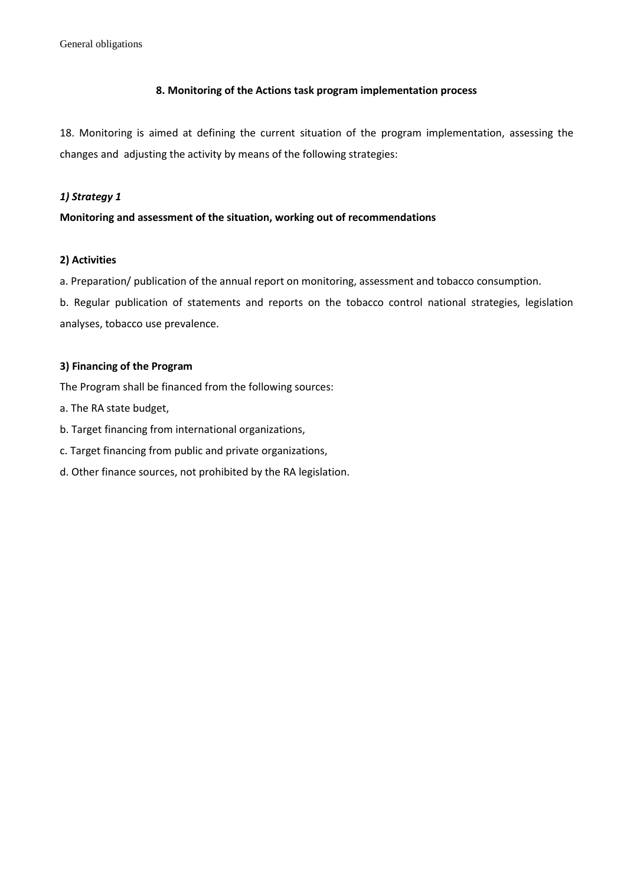General obligations

## 8. Monitoring of the Actions task program implementation process

18. Monitoring is aimed at defining the current situation of the program implementation, assessing the changes and adjusting the activity by means of the following strategies:

***1) Strategy 1***

**Monitoring and assessment of the situation, working out of recommendations**

**2) Activities**

a. Preparation/ publication of the annual report on monitoring, assessment and tobacco consumption.

b. Regular publication of statements and reports on the tobacco control national strategies, legislation analyses, tobacco use prevalence.

**3) Financing of the Program**

The Program shall be financed from the following sources:

a. The RA state budget,

b. Target financing from international organizations,

c. Target financing from public and private organizations,

d. Other finance sources, not prohibited by the RA legislation.